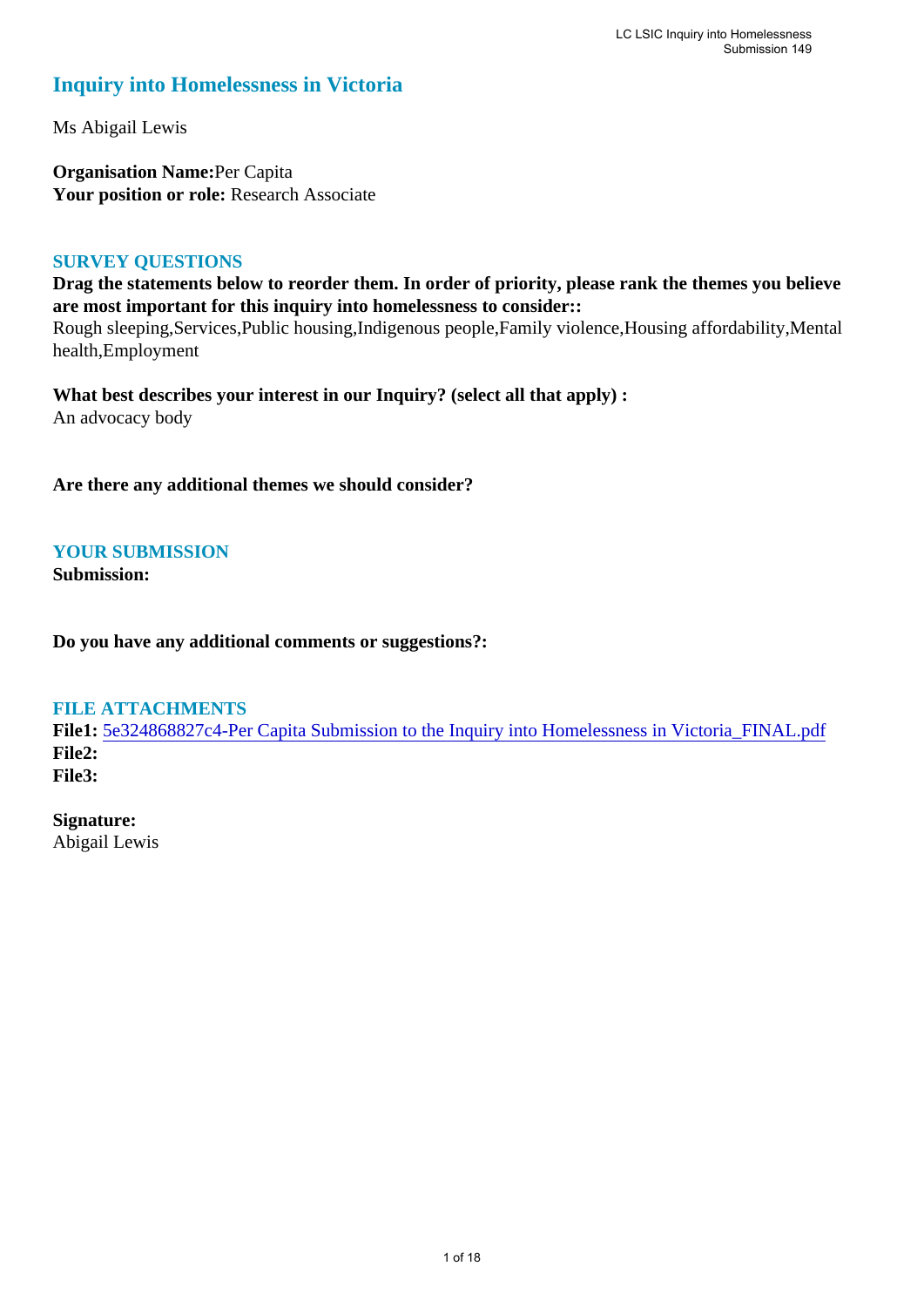# Inquiry into Homelessness in Victoria

Ms Abigail Lewis

**Organisation Name:** Per Capita
**Your position or role:** Research Associate

## SURVEY QUESTIONS

**Drag the statements below to reorder them. In order of priority, please rank the themes you believe are most important for this inquiry into homelessness to consider::**
Rough sleeping,Services,Public housing,Indigenous people,Family violence,Housing affordability,Mental health,Employment

**What best describes your interest in our Inquiry? (select all that apply) :**
An advocacy body

**Are there any additional themes we should consider?**

## YOUR SUBMISSION

**Submission:**

**Do you have any additional comments or suggestions?:**

## FILE ATTACHMENTS

**File1:** 5e324868827c4-Per Capita Submission to the Inquiry into Homelessness in Victoria_FINAL.pdf
**File2:**
**File3:**

**Signature:**
Abigail Lewis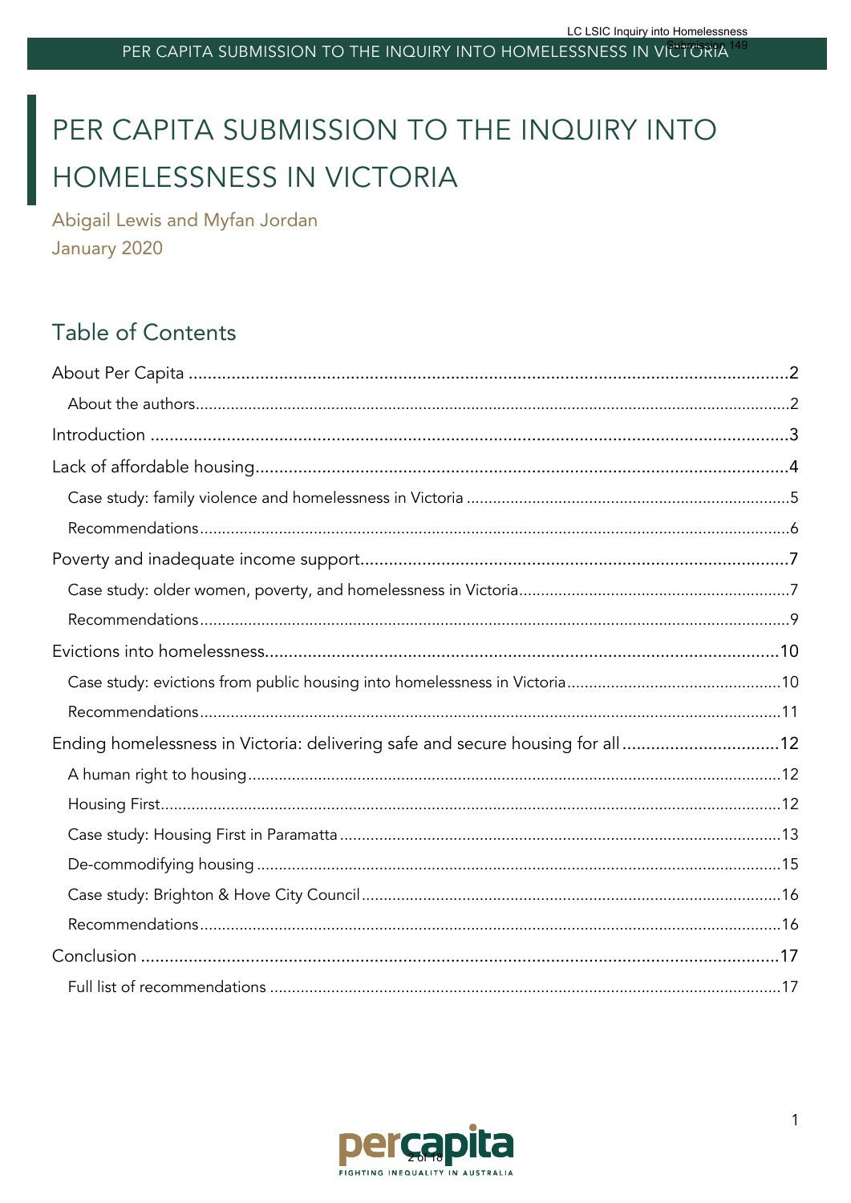# PER CAPITA SUBMISSION TO THE INQUIRY INTO HOMELESSNESS IN VICTORIA

Abigail Lewis and Myfan Jordan
January 2020

## Table of Contents

About Per Capita .......... 2
- About the authors .......... 2

Introduction .......... 3

Lack of affordable housing .......... 4
- Case study: family violence and homelessness in Victoria .......... 5
- Recommendations .......... 6

Poverty and inadequate income support .......... 7
- Case study: older women, poverty, and homelessness in Victoria .......... 7
- Recommendations .......... 9

Evictions into homelessness .......... 10
- Case study: evictions from public housing into homelessness in Victoria .......... 10
- Recommendations .......... 11

Ending homelessness in Victoria: delivering safe and secure housing for all .......... 12
- A human right to housing .......... 12
- Housing First .......... 12
- Case study: Housing First in Paramatta .......... 13
- De-commodifying housing .......... 15
- Case study: Brighton & Hove City Council .......... 16
- Recommendations .......... 16

Conclusion .......... 17
- Full list of recommendations .......... 17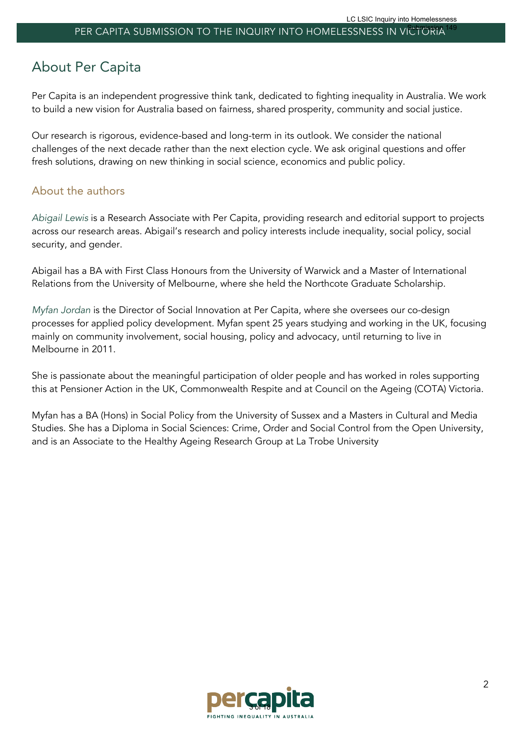## About Per Capita

Per Capita is an independent progressive think tank, dedicated to fighting inequality in Australia. We work to build a new vision for Australia based on fairness, shared prosperity, community and social justice.

Our research is rigorous, evidence-based and long-term in its outlook. We consider the national challenges of the next decade rather than the next election cycle. We ask original questions and offer fresh solutions, drawing on new thinking in social science, economics and public policy.

### About the authors

*Abigail Lewis* is a Research Associate with Per Capita, providing research and editorial support to projects across our research areas. Abigail's research and policy interests include inequality, social policy, social security, and gender.

Abigail has a BA with First Class Honours from the University of Warwick and a Master of International Relations from the University of Melbourne, where she held the Northcote Graduate Scholarship.

*Myfan Jordan* is the Director of Social Innovation at Per Capita, where she oversees our co-design processes for applied policy development. Myfan spent 25 years studying and working in the UK, focusing mainly on community involvement, social housing, policy and advocacy, until returning to live in Melbourne in 2011.

She is passionate about the meaningful participation of older people and has worked in roles supporting this at Pensioner Action in the UK, Commonwealth Respite and at Council on the Ageing (COTA) Victoria.

Myfan has a BA (Hons) in Social Policy from the University of Sussex and a Masters in Cultural and Media Studies. She has a Diploma in Social Sciences: Crime, Order and Social Control from the Open University, and is an Associate to the Healthy Ageing Research Group at La Trobe University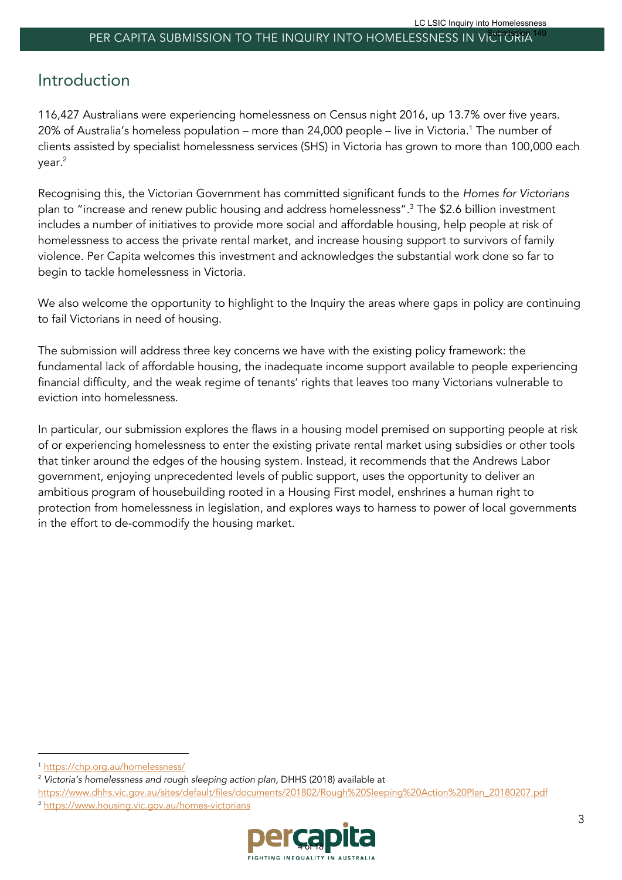# Introduction

116,427 Australians were experiencing homelessness on Census night 2016, up 13.7% over five years. 20% of Australia's homeless population – more than 24,000 people – live in Victoria.[1] The number of clients assisted by specialist homelessness services (SHS) in Victoria has grown to more than 100,000 each year.[2]

Recognising this, the Victorian Government has committed significant funds to the *Homes for Victorians* plan to "increase and renew public housing and address homelessness".[3] The $2.6 billion investment includes a number of initiatives to provide more social and affordable housing, help people at risk of homelessness to access the private rental market, and increase housing support to survivors of family violence. Per Capita welcomes this investment and acknowledges the substantial work done so far to begin to tackle homelessness in Victoria.

We also welcome the opportunity to highlight to the Inquiry the areas where gaps in policy are continuing to fail Victorians in need of housing.

The submission will address three key concerns we have with the existing policy framework: the fundamental lack of affordable housing, the inadequate income support available to people experiencing financial difficulty, and the weak regime of tenants' rights that leaves too many Victorians vulnerable to eviction into homelessness.

In particular, our submission explores the flaws in a housing model premised on supporting people at risk of or experiencing homelessness to enter the existing private rental market using subsidies or other tools that tinker around the edges of the housing system. Instead, it recommends that the Andrews Labor government, enjoying unprecedented levels of public support, uses the opportunity to deliver an ambitious program of housebuilding rooted in a Housing First model, enshrines a human right to protection from homelessness in legislation, and explores ways to harness to power of local governments in the effort to de-commodify the housing market.

---

[1] https://chp.org.au/homelessness/

[2] *Victoria's homelessness and rough sleeping action plan*, DHHS (2018) available at https://www.dhhs.vic.gov.au/sites/default/files/documents/201802/Rough%20Sleeping%20Action%20Plan_20180207.pdf

[3] https://www.housing.vic.gov.au/homes-victorians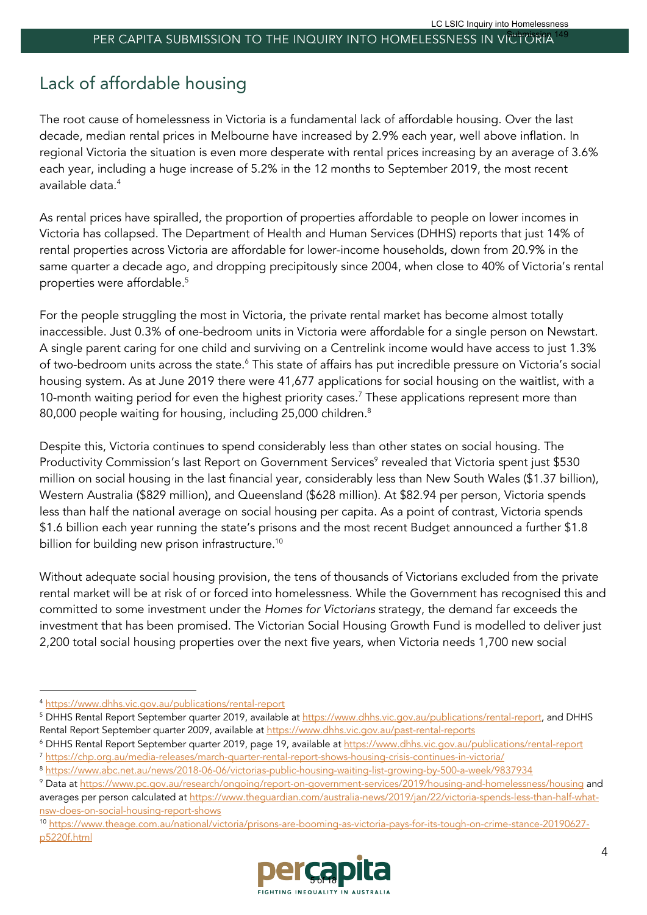## Lack of affordable housing

The root cause of homelessness in Victoria is a fundamental lack of affordable housing. Over the last decade, median rental prices in Melbourne have increased by 2.9% each year, well above inflation. In regional Victoria the situation is even more desperate with rental prices increasing by an average of 3.6% each year, including a huge increase of 5.2% in the 12 months to September 2019, the most recent available data.[4]

As rental prices have spiralled, the proportion of properties affordable to people on lower incomes in Victoria has collapsed. The Department of Health and Human Services (DHHS) reports that just 14% of rental properties across Victoria are affordable for lower-income households, down from 20.9% in the same quarter a decade ago, and dropping precipitously since 2004, when close to 40% of Victoria's rental properties were affordable.[5]

For the people struggling the most in Victoria, the private rental market has become almost totally inaccessible. Just 0.3% of one-bedroom units in Victoria were affordable for a single person on Newstart. A single parent caring for one child and surviving on a Centrelink income would have access to just 1.3% of two-bedroom units across the state.[6] This state of affairs has put incredible pressure on Victoria's social housing system. As at June 2019 there were 41,677 applications for social housing on the waitlist, with a 10-month waiting period for even the highest priority cases.[7] These applications represent more than 80,000 people waiting for housing, including 25,000 children.[8]

Despite this, Victoria continues to spend considerably less than other states on social housing. The Productivity Commission's last Report on Government Services[9] revealed that Victoria spent just $530 million on social housing in the last financial year, considerably less than New South Wales ($1.37 billion), Western Australia ($829 million), and Queensland ($628 million). At $82.94 per person, Victoria spends less than half the national average on social housing per capita. As a point of contrast, Victoria spends $1.6 billion each year running the state's prisons and the most recent Budget announced a further $1.8 billion for building new prison infrastructure.[10]

Without adequate social housing provision, the tens of thousands of Victorians excluded from the private rental market will be at risk of or forced into homelessness. While the Government has recognised this and committed to some investment under the *Homes for Victorians* strategy, the demand far exceeds the investment that has been promised. The Victorian Social Housing Growth Fund is modelled to deliver just 2,200 total social housing properties over the next five years, when Victoria needs 1,700 new social

---

[4] https://www.dhhs.vic.gov.au/publications/rental-report

[5] DHHS Rental Report September quarter 2019, available at https://www.dhhs.vic.gov.au/publications/rental-report, and DHHS Rental Report September quarter 2009, available at https://www.dhhs.vic.gov.au/past-rental-reports

[6] DHHS Rental Report September quarter 2019, page 19, available at https://www.dhhs.vic.gov.au/publications/rental-report

[7] https://chp.org.au/media-releases/march-quarter-rental-report-shows-housing-crisis-continues-in-victoria/

[8] https://www.abc.net.au/news/2018-06-06/victorias-public-housing-waiting-list-growing-by-500-a-week/9837934

[9] Data at https://www.pc.gov.au/research/ongoing/report-on-government-services/2019/housing-and-homelessness/housing and averages per person calculated at https://www.theguardian.com/australia-news/2019/jan/22/victoria-spends-less-than-half-what-nsw-does-on-social-housing-report-shows

[10] https://www.theage.com.au/national/victoria/prisons-are-booming-as-victoria-pays-for-its-tough-on-crime-stance-20190627-p5220f.html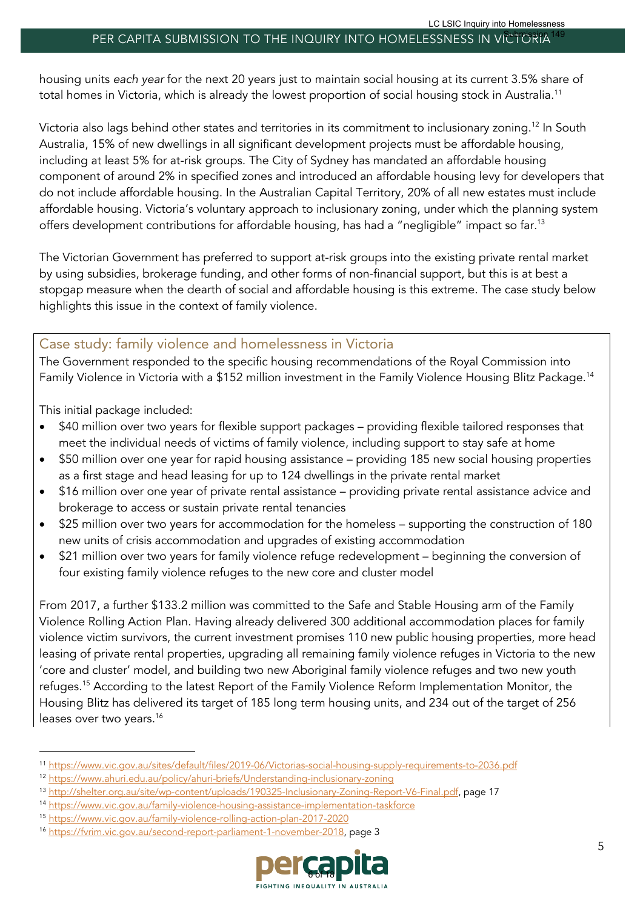housing units *each year* for the next 20 years just to maintain social housing at its current 3.5% share of total homes in Victoria, which is already the lowest proportion of social housing stock in Australia.[11]

Victoria also lags behind other states and territories in its commitment to inclusionary zoning.[12] In South Australia, 15% of new dwellings in all significant development projects must be affordable housing, including at least 5% for at-risk groups. The City of Sydney has mandated an affordable housing component of around 2% in specified zones and introduced an affordable housing levy for developers that do not include affordable housing. In the Australian Capital Territory, 20% of all new estates must include affordable housing. Victoria's voluntary approach to inclusionary zoning, under which the planning system offers development contributions for affordable housing, has had a "negligible" impact so far.[13]

The Victorian Government has preferred to support at-risk groups into the existing private rental market by using subsidies, brokerage funding, and other forms of non-financial support, but this is at best a stopgap measure when the dearth of social and affordable housing is this extreme. The case study below highlights this issue in the context of family violence.

## Case study: family violence and homelessness in Victoria

The Government responded to the specific housing recommendations of the Royal Commission into Family Violence in Victoria with a $152 million investment in the Family Violence Housing Blitz Package.[14]

This initial package included:

- $40 million over two years for flexible support packages – providing flexible tailored responses that meet the individual needs of victims of family violence, including support to stay safe at home
- $50 million over one year for rapid housing assistance – providing 185 new social housing properties as a first stage and head leasing for up to 124 dwellings in the private rental market
- $16 million over one year of private rental assistance – providing private rental assistance advice and brokerage to access or sustain private rental tenancies
- $25 million over two years for accommodation for the homeless – supporting the construction of 180 new units of crisis accommodation and upgrades of existing accommodation
- $21 million over two years for family violence refuge redevelopment – beginning the conversion of four existing family violence refuges to the new core and cluster model

From 2017, a further $133.2 million was committed to the Safe and Stable Housing arm of the Family Violence Rolling Action Plan. Having already delivered 300 additional accommodation places for family violence victim survivors, the current investment promises 110 new public housing properties, more head leasing of private rental properties, upgrading all remaining family violence refuges in Victoria to the new 'core and cluster' model, and building two new Aboriginal family violence refuges and two new youth refuges.[15] According to the latest Report of the Family Violence Reform Implementation Monitor, the Housing Blitz has delivered its target of 185 long term housing units, and 234 out of the target of 256 leases over two years.[16]

---

[11] https://www.vic.gov.au/sites/default/files/2019-06/Victorias-social-housing-supply-requirements-to-2036.pdf

[12] https://www.ahuri.edu.au/policy/ahuri-briefs/Understanding-inclusionary-zoning

[13] http://shelter.org.au/site/wp-content/uploads/190325-Inclusionary-Zoning-Report-V6-Final.pdf, page 17

[14] https://www.vic.gov.au/family-violence-housing-assistance-implementation-taskforce

[15] https://www.vic.gov.au/family-violence-rolling-action-plan-2017-2020

[16] https://fvrim.vic.gov.au/second-report-parliament-1-november-2018, page 3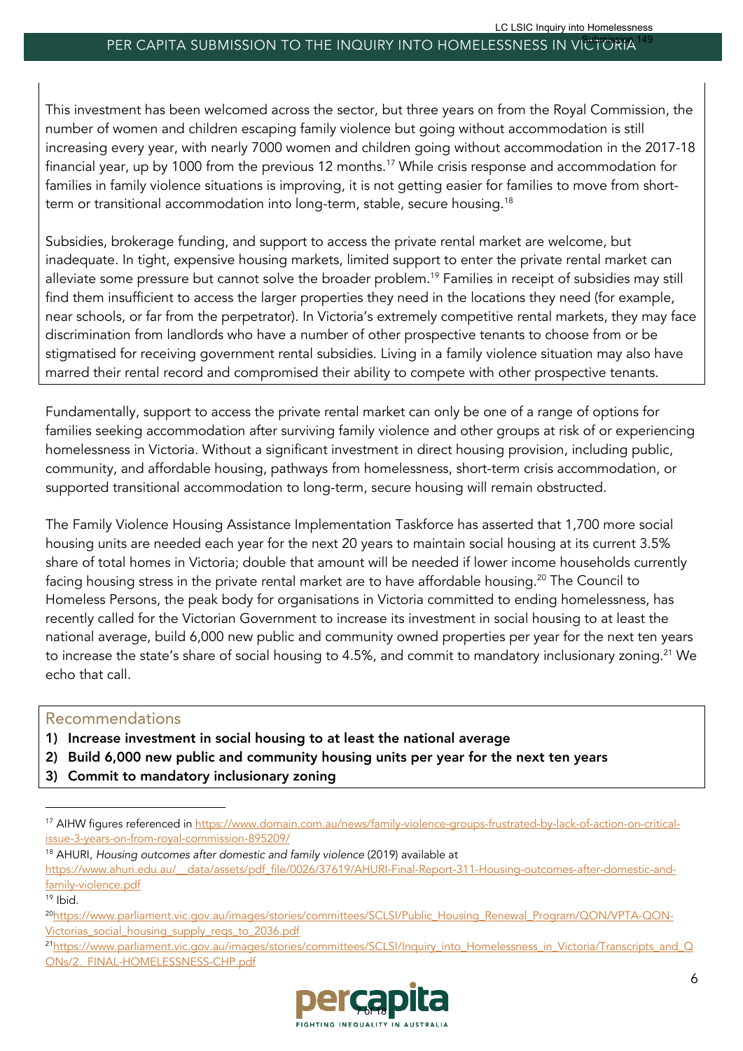This investment has been welcomed across the sector, but three years on from the Royal Commission, the number of women and children escaping family violence but going without accommodation is still increasing every year, with nearly 7000 women and children going without accommodation in the 2017-18 financial year, up by 1000 from the previous 12 months.[17] While crisis response and accommodation for families in family violence situations is improving, it is not getting easier for families to move from short-term or transitional accommodation into long-term, stable, secure housing.[18]

Subsidies, brokerage funding, and support to access the private rental market are welcome, but inadequate. In tight, expensive housing markets, limited support to enter the private rental market can alleviate some pressure but cannot solve the broader problem.[19] Families in receipt of subsidies may still find them insufficient to access the larger properties they need in the locations they need (for example, near schools, or far from the perpetrator). In Victoria's extremely competitive rental markets, they may face discrimination from landlords who have a number of other prospective tenants to choose from or be stigmatised for receiving government rental subsidies. Living in a family violence situation may also have marred their rental record and compromised their ability to compete with other prospective tenants.

Fundamentally, support to access the private rental market can only be one of a range of options for families seeking accommodation after surviving family violence and other groups at risk of or experiencing homelessness in Victoria. Without a significant investment in direct housing provision, including public, community, and affordable housing, pathways from homelessness, short-term crisis accommodation, or supported transitional accommodation to long-term, secure housing will remain obstructed.

The Family Violence Housing Assistance Implementation Taskforce has asserted that 1,700 more social housing units are needed each year for the next 20 years to maintain social housing at its current 3.5% share of total homes in Victoria; double that amount will be needed if lower income households currently facing housing stress in the private rental market are to have affordable housing.[20] The Council to Homeless Persons, the peak body for organisations in Victoria committed to ending homelessness, has recently called for the Victorian Government to increase its investment in social housing to at least the national average, build 6,000 new public and community owned properties per year for the next ten years to increase the state's share of social housing to 4.5%, and commit to mandatory inclusionary zoning.[21] We echo that call.

## Recommendations

1) **Increase investment in social housing to at least the national average**
2) **Build 6,000 new public and community housing units per year for the next ten years**
3) **Commit to mandatory inclusionary zoning**

---

[17] AIHW figures referenced in https://www.domain.com.au/news/family-violence-groups-frustrated-by-lack-of-action-on-critical-issue-3-years-on-from-royal-commission-895209/

[18] AHURI, *Housing outcomes after domestic and family violence* (2019) available at https://www.ahuri.edu.au/__data/assets/pdf_file/0026/37619/AHURI-Final-Report-311-Housing-outcomes-after-domestic-and-family-violence.pdf

[19] Ibid.

[20] https://www.parliament.vic.gov.au/images/stories/committees/SCLSI/Public_Housing_Renewal_Program/QON/VPTA-QON-Victorias_social_housing_supply_reqs_to_2036.pdf

[21] https://www.parliament.vic.gov.au/images/stories/committees/SCLSI/Inquiry_into_Homelessness_in_Victoria/Transcripts_and_QONs/2._FINAL-HOMELESSNESS-CHP.pdf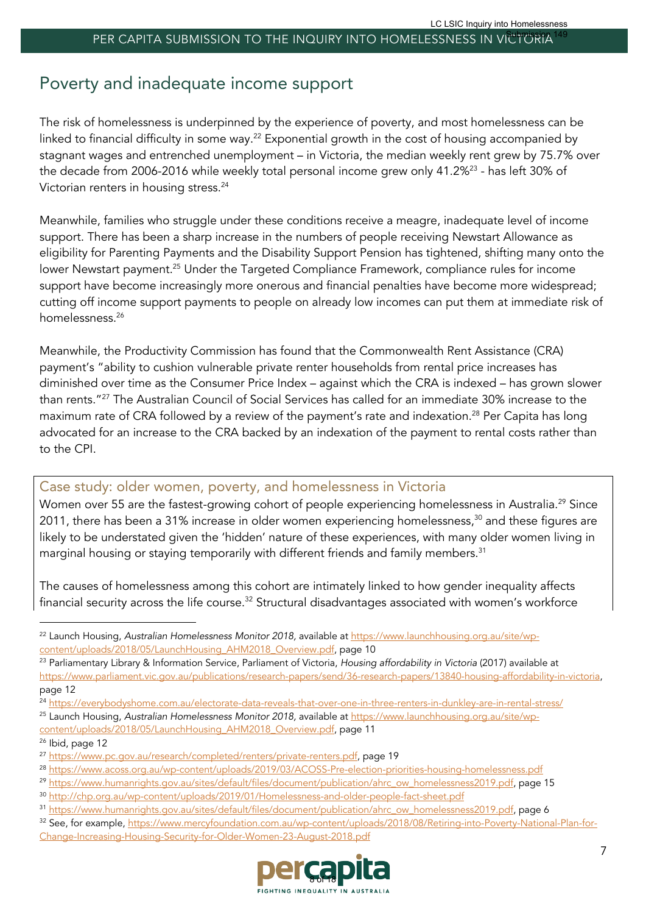## Poverty and inadequate income support

The risk of homelessness is underpinned by the experience of poverty, and most homelessness can be linked to financial difficulty in some way.[22] Exponential growth in the cost of housing accompanied by stagnant wages and entrenched unemployment – in Victoria, the median weekly rent grew by 75.7% over the decade from 2006-2016 while weekly total personal income grew only 41.2%[23] - has left 30% of Victorian renters in housing stress.[24]

Meanwhile, families who struggle under these conditions receive a meagre, inadequate level of income support. There has been a sharp increase in the numbers of people receiving Newstart Allowance as eligibility for Parenting Payments and the Disability Support Pension has tightened, shifting many onto the lower Newstart payment.[25] Under the Targeted Compliance Framework, compliance rules for income support have become increasingly more onerous and financial penalties have become more widespread; cutting off income support payments to people on already low incomes can put them at immediate risk of homelessness.[26]

Meanwhile, the Productivity Commission has found that the Commonwealth Rent Assistance (CRA) payment's "ability to cushion vulnerable private renter households from rental price increases has diminished over time as the Consumer Price Index – against which the CRA is indexed – has grown slower than rents."[27] The Australian Council of Social Services has called for an immediate 30% increase to the maximum rate of CRA followed by a review of the payment's rate and indexation.[28] Per Capita has long advocated for an increase to the CRA backed by an indexation of the payment to rental costs rather than to the CPI.

### Case study: older women, poverty, and homelessness in Victoria

Women over 55 are the fastest-growing cohort of people experiencing homelessness in Australia.[29] Since 2011, there has been a 31% increase in older women experiencing homelessness,[30] and these figures are likely to be understated given the 'hidden' nature of these experiences, with many older women living in marginal housing or staying temporarily with different friends and family members.[31]

The causes of homelessness among this cohort are intimately linked to how gender inequality affects financial security across the life course.[32] Structural disadvantages associated with women's workforce

---

[22] Launch Housing, *Australian Homelessness Monitor 2018*, available at https://www.launchhousing.org.au/site/wp-content/uploads/2018/05/LaunchHousing_AHM2018_Overview.pdf, page 10

[23] Parliamentary Library & Information Service, Parliament of Victoria, *Housing affordability in Victoria* (2017) available at https://www.parliament.vic.gov.au/publications/research-papers/send/36-research-papers/13840-housing-affordability-in-victoria, page 12

[24] https://everybodyshome.com.au/electorate-data-reveals-that-over-one-in-three-renters-in-dunkley-are-in-rental-stress/

[25] Launch Housing, *Australian Homelessness Monitor 2018*, available at https://www.launchhousing.org.au/site/wp-content/uploads/2018/05/LaunchHousing_AHM2018_Overview.pdf, page 11

[26] Ibid, page 12

[27] https://www.pc.gov.au/research/completed/renters/private-renters.pdf, page 19

[28] https://www.acoss.org.au/wp-content/uploads/2019/03/ACOSS-Pre-election-priorities-housing-homelessness.pdf

[29] https://www.humanrights.gov.au/sites/default/files/document/publication/ahrc_ow_homelessness2019.pdf, page 15

[30] http://chp.org.au/wp-content/uploads/2019/01/Homelessness-and-older-people-fact-sheet.pdf

[31] https://www.humanrights.gov.au/sites/default/files/document/publication/ahrc_ow_homelessness2019.pdf, page 6

[32] See, for example, https://www.mercyfoundation.com.au/wp-content/uploads/2018/08/Retiring-into-Poverty-National-Plan-for-Change-Increasing-Housing-Security-for-Older-Women-23-August-2018.pdf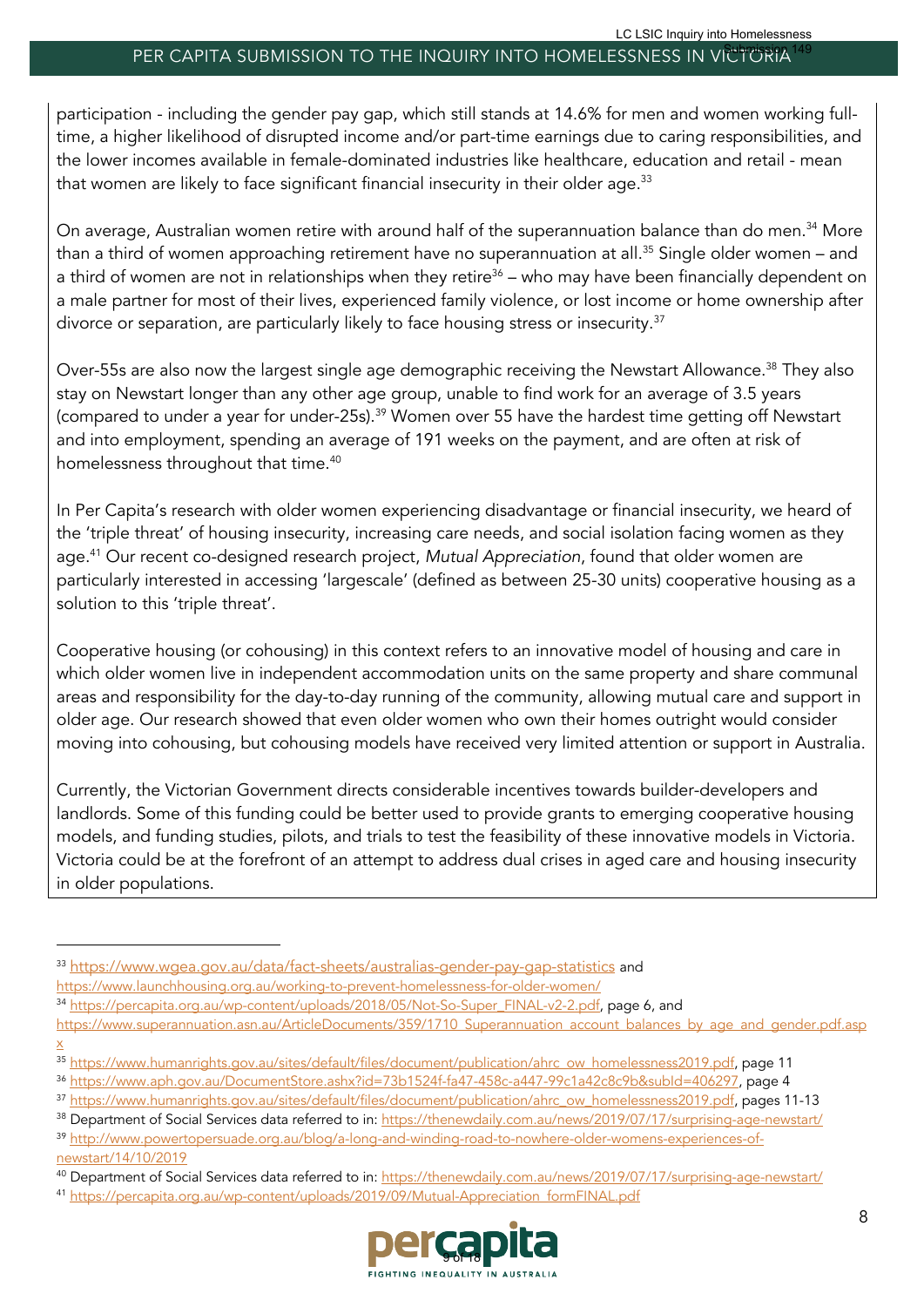participation - including the gender pay gap, which still stands at 14.6% for men and women working full-time, a higher likelihood of disrupted income and/or part-time earnings due to caring responsibilities, and the lower incomes available in female-dominated industries like healthcare, education and retail - mean that women are likely to face significant financial insecurity in their older age.[33]

On average, Australian women retire with around half of the superannuation balance than do men.[34] More than a third of women approaching retirement have no superannuation at all.[35] Single older women – and a third of women are not in relationships when they retire[36] – who may have been financially dependent on a male partner for most of their lives, experienced family violence, or lost income or home ownership after divorce or separation, are particularly likely to face housing stress or insecurity.[37]

Over-55s are also now the largest single age demographic receiving the Newstart Allowance.[38] They also stay on Newstart longer than any other age group, unable to find work for an average of 3.5 years (compared to under a year for under-25s).[39] Women over 55 have the hardest time getting off Newstart and into employment, spending an average of 191 weeks on the payment, and are often at risk of homelessness throughout that time.[40]

In Per Capita's research with older women experiencing disadvantage or financial insecurity, we heard of the 'triple threat' of housing insecurity, increasing care needs, and social isolation facing women as they age.[41] Our recent co-designed research project, *Mutual Appreciation*, found that older women are particularly interested in accessing 'largescale' (defined as between 25-30 units) cooperative housing as a solution to this 'triple threat'.

Cooperative housing (or cohousing) in this context refers to an innovative model of housing and care in which older women live in independent accommodation units on the same property and share communal areas and responsibility for the day-to-day running of the community, allowing mutual care and support in older age. Our research showed that even older women who own their homes outright would consider moving into cohousing, but cohousing models have received very limited attention or support in Australia.

Currently, the Victorian Government directs considerable incentives towards builder-developers and landlords. Some of this funding could be better used to provide grants to emerging cooperative housing models, and funding studies, pilots, and trials to test the feasibility of these innovative models in Victoria. Victoria could be at the forefront of an attempt to address dual crises in aged care and housing insecurity in older populations.

---

[33] https://www.wgea.gov.au/data/fact-sheets/australias-gender-pay-gap-statistics and https://www.launchhousing.org.au/working-to-prevent-homelessness-for-older-women/

[34] https://percapita.org.au/wp-content/uploads/2018/05/Not-So-Super_FINAL-v2-2.pdf, page 6, and https://www.superannuation.asn.au/ArticleDocuments/359/1710_Superannuation_account_balances_by_age_and_gender.pdf.aspx

[35] https://www.humanrights.gov.au/sites/default/files/document/publication/ahrc_ow_homelessness2019.pdf, page 11

[36] https://www.aph.gov.au/DocumentStore.ashx?id=73b1524f-fa47-458c-a447-99c1a42c8c9b&subId=406297, page 4

[37] https://www.humanrights.gov.au/sites/default/files/document/publication/ahrc_ow_homelessness2019.pdf, pages 11-13

[38] Department of Social Services data referred to in: https://thenewdaily.com.au/news/2019/07/17/surprising-age-newstart/

[39] http://www.powertopersuade.org.au/blog/a-long-and-winding-road-to-nowhere-older-womens-experiences-of-newstart/14/10/2019

[40] Department of Social Services data referred to in: https://thenewdaily.com.au/news/2019/07/17/surprising-age-newstart/

[41] https://percapita.org.au/wp-content/uploads/2019/09/Mutual-Appreciation_formFINAL.pdf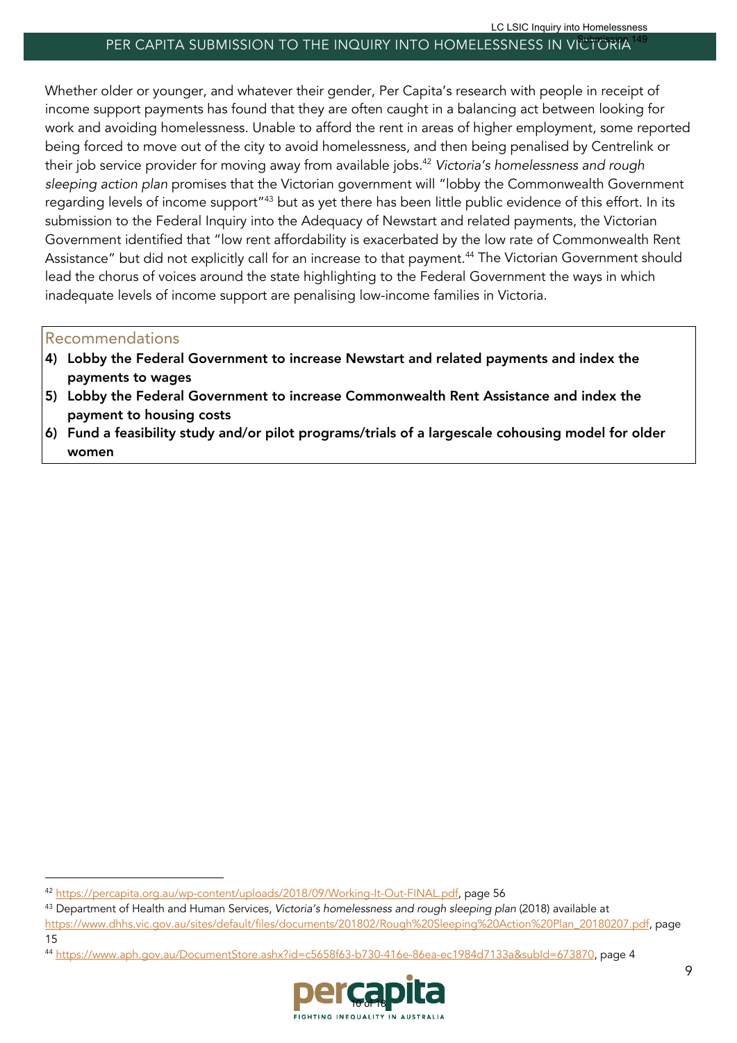Whether older or younger, and whatever their gender, Per Capita's research with people in receipt of income support payments has found that they are often caught in a balancing act between looking for work and avoiding homelessness. Unable to afford the rent in areas of higher employment, some reported being forced to move out of the city to avoid homelessness, and then being penalised by Centrelink or their job service provider for moving away from available jobs.[42] *Victoria's homelessness and rough sleeping action plan* promises that the Victorian government will "lobby the Commonwealth Government regarding levels of income support"[43] but as yet there has been little public evidence of this effort. In its submission to the Federal Inquiry into the Adequacy of Newstart and related payments, the Victorian Government identified that "low rent affordability is exacerbated by the low rate of Commonwealth Rent Assistance" but did not explicitly call for an increase to that payment.[44] The Victorian Government should lead the chorus of voices around the state highlighting to the Federal Government the ways in which inadequate levels of income support are penalising low-income families in Victoria.

## Recommendations

4) **Lobby the Federal Government to increase Newstart and related payments and index the payments to wages**
5) **Lobby the Federal Government to increase Commonwealth Rent Assistance and index the payment to housing costs**
6) **Fund a feasibility study and/or pilot programs/trials of a largescale cohousing model for older women**

---

[42] https://percapita.org.au/wp-content/uploads/2018/09/Working-It-Out-FINAL.pdf, page 56

[43] Department of Health and Human Services, *Victoria's homelessness and rough sleeping plan* (2018) available at https://www.dhhs.vic.gov.au/sites/default/files/documents/201802/Rough%20Sleeping%20Action%20Plan_20180207.pdf, page 15

[44] https://www.aph.gov.au/DocumentStore.ashx?id=c5658f63-b730-416e-86ea-ec1984d7133a&subId=673870, page 4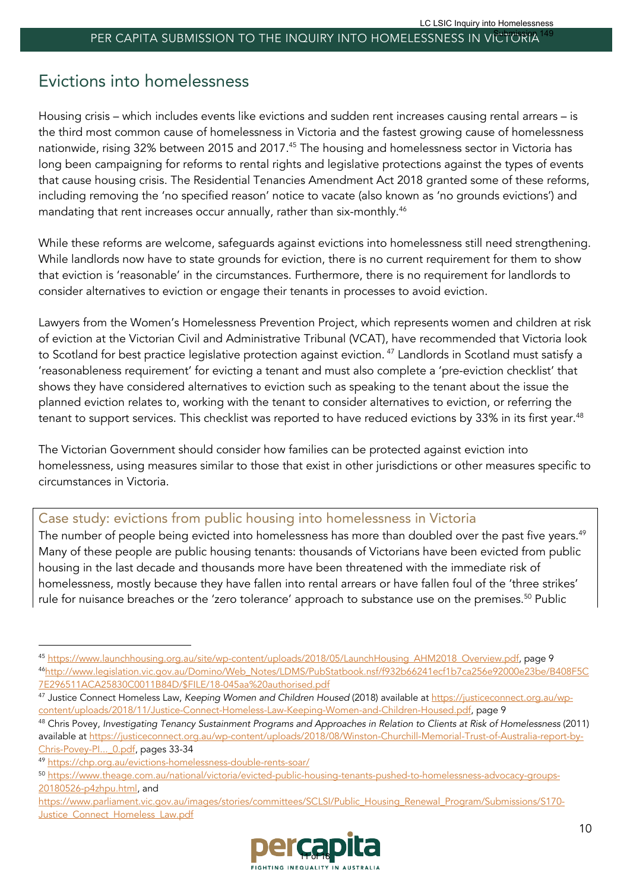## Evictions into homelessness

Housing crisis – which includes events like evictions and sudden rent increases causing rental arrears – is the third most common cause of homelessness in Victoria and the fastest growing cause of homelessness nationwide, rising 32% between 2015 and 2017.[45] The housing and homelessness sector in Victoria has long been campaigning for reforms to rental rights and legislative protections against the types of events that cause housing crisis. The Residential Tenancies Amendment Act 2018 granted some of these reforms, including removing the 'no specified reason' notice to vacate (also known as 'no grounds evictions') and mandating that rent increases occur annually, rather than six-monthly.[46]

While these reforms are welcome, safeguards against evictions into homelessness still need strengthening. While landlords now have to state grounds for eviction, there is no current requirement for them to show that eviction is 'reasonable' in the circumstances. Furthermore, there is no requirement for landlords to consider alternatives to eviction or engage their tenants in processes to avoid eviction.

Lawyers from the Women's Homelessness Prevention Project, which represents women and children at risk of eviction at the Victorian Civil and Administrative Tribunal (VCAT), have recommended that Victoria look to Scotland for best practice legislative protection against eviction.[47] Landlords in Scotland must satisfy a 'reasonableness requirement' for evicting a tenant and must also complete a 'pre-eviction checklist' that shows they have considered alternatives to eviction such as speaking to the tenant about the issue the planned eviction relates to, working with the tenant to consider alternatives to eviction, or referring the tenant to support services. This checklist was reported to have reduced evictions by 33% in its first year.[48]

The Victorian Government should consider how families can be protected against eviction into homelessness, using measures similar to those that exist in other jurisdictions or other measures specific to circumstances in Victoria.

### Case study: evictions from public housing into homelessness in Victoria

The number of people being evicted into homelessness has more than doubled over the past five years.[49] Many of these people are public housing tenants: thousands of Victorians have been evicted from public housing in the last decade and thousands more have been threatened with the immediate risk of homelessness, mostly because they have fallen into rental arrears or have fallen foul of the 'three strikes' rule for nuisance breaches or the 'zero tolerance' approach to substance use on the premises.[50] Public

---

[45] https://www.launchhousing.org.au/site/wp-content/uploads/2018/05/LaunchHousing_AHM2018_Overview.pdf, page 9

[46] http://www.legislation.vic.gov.au/Domino/Web_Notes/LDMS/PubStatbook.nsf/f932b66241ecf1b7ca256e92000e23be/B408F5C7E296511ACA25830C0011B84D/$FILE/18-045aa%20authorised.pdf

[47] Justice Connect Homeless Law, *Keeping Women and Children Housed* (2018) available at https://justiceconnect.org.au/wp-content/uploads/2018/11/Justice-Connect-Homeless-Law-Keeping-Women-and-Children-Housed.pdf, page 9

[48] Chris Povey, *Investigating Tenancy Sustainment Programs and Approaches in Relation to Clients at Risk of Homelessness* (2011) available at https://justiceconnect.org.au/wp-content/uploads/2018/08/Winston-Churchill-Memorial-Trust-of-Australia-report-by-Chris-Povey-PI..._0.pdf, pages 33-34

[49] https://chp.org.au/evictions-homelessness-double-rents-soar/

[50] https://www.theage.com.au/national/victoria/evicted-public-housing-tenants-pushed-to-homelessness-advocacy-groups-20180526-p4zhpu.html, and https://www.parliament.vic.gov.au/images/stories/committees/SCLSI/Public_Housing_Renewal_Program/Submissions/S170-Justice_Connect_Homeless_Law.pdf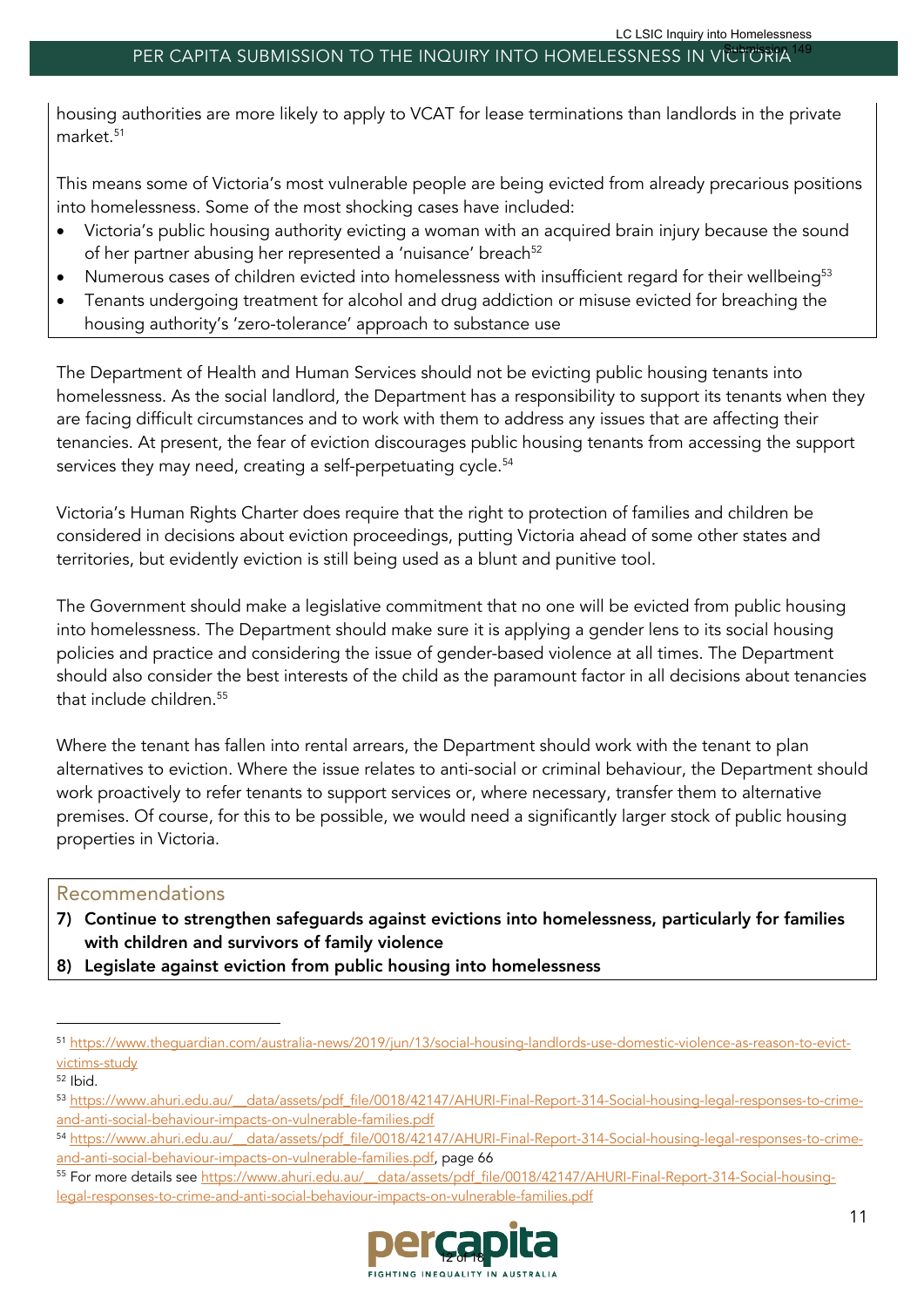housing authorities are more likely to apply to VCAT for lease terminations than landlords in the private market.[51]

This means some of Victoria's most vulnerable people are being evicted from already precarious positions into homelessness. Some of the most shocking cases have included:

- Victoria's public housing authority evicting a woman with an acquired brain injury because the sound of her partner abusing her represented a 'nuisance' breach[52]
- Numerous cases of children evicted into homelessness with insufficient regard for their wellbeing[53]
- Tenants undergoing treatment for alcohol and drug addiction or misuse evicted for breaching the housing authority's 'zero-tolerance' approach to substance use

The Department of Health and Human Services should not be evicting public housing tenants into homelessness. As the social landlord, the Department has a responsibility to support its tenants when they are facing difficult circumstances and to work with them to address any issues that are affecting their tenancies. At present, the fear of eviction discourages public housing tenants from accessing the support services they may need, creating a self-perpetuating cycle.[54]

Victoria's Human Rights Charter does require that the right to protection of families and children be considered in decisions about eviction proceedings, putting Victoria ahead of some other states and territories, but evidently eviction is still being used as a blunt and punitive tool.

The Government should make a legislative commitment that no one will be evicted from public housing into homelessness. The Department should make sure it is applying a gender lens to its social housing policies and practice and considering the issue of gender-based violence at all times. The Department should also consider the best interests of the child as the paramount factor in all decisions about tenancies that include children.[55]

Where the tenant has fallen into rental arrears, the Department should work with the tenant to plan alternatives to eviction. Where the issue relates to anti-social or criminal behaviour, the Department should work proactively to refer tenants to support services or, where necessary, transfer them to alternative premises. Of course, for this to be possible, we would need a significantly larger stock of public housing properties in Victoria.

## Recommendations

7) **Continue to strengthen safeguards against evictions into homelessness, particularly for families with children and survivors of family violence**
8) **Legislate against eviction from public housing into homelessness**

---

[51] https://www.theguardian.com/australia-news/2019/jun/13/social-housing-landlords-use-domestic-violence-as-reason-to-evict-victims-study

[52] Ibid.

[53] https://www.ahuri.edu.au/__data/assets/pdf_file/0018/42147/AHURI-Final-Report-314-Social-housing-legal-responses-to-crime-and-anti-social-behaviour-impacts-on-vulnerable-families.pdf

[54] https://www.ahuri.edu.au/__data/assets/pdf_file/0018/42147/AHURI-Final-Report-314-Social-housing-legal-responses-to-crime-and-anti-social-behaviour-impacts-on-vulnerable-families.pdf, page 66

[55] For more details see https://www.ahuri.edu.au/__data/assets/pdf_file/0018/42147/AHURI-Final-Report-314-Social-housing-legal-responses-to-crime-and-anti-social-behaviour-impacts-on-vulnerable-families.pdf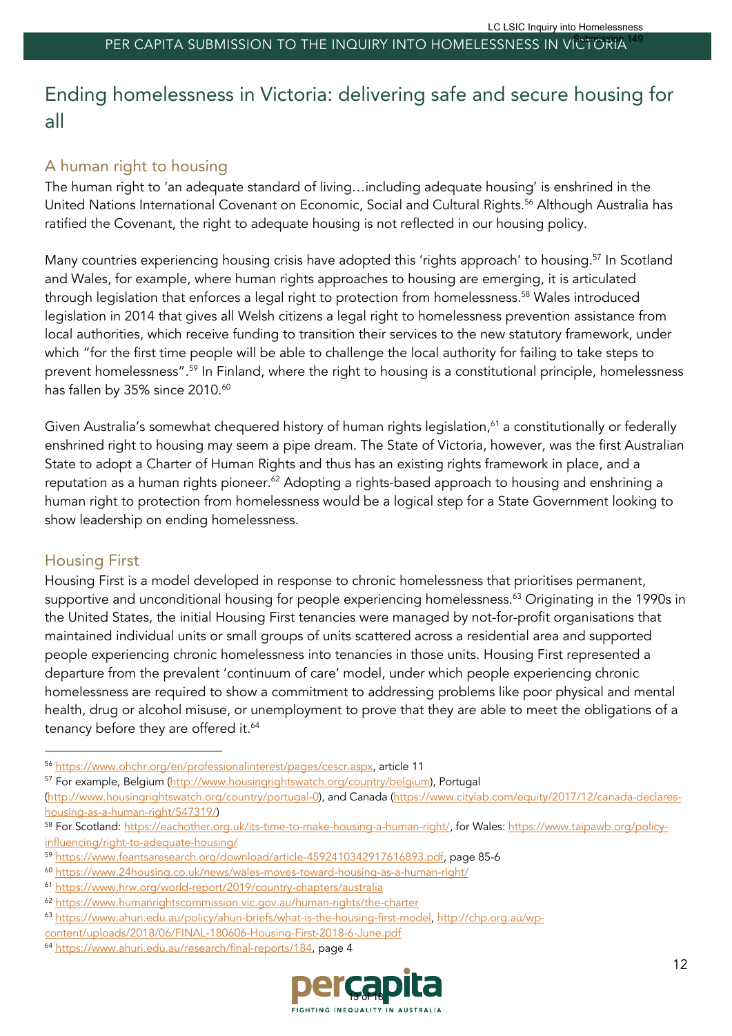# Ending homelessness in Victoria: delivering safe and secure housing for all

## A human right to housing

The human right to 'an adequate standard of living…including adequate housing' is enshrined in the United Nations International Covenant on Economic, Social and Cultural Rights.[56] Although Australia has ratified the Covenant, the right to adequate housing is not reflected in our housing policy.

Many countries experiencing housing crisis have adopted this 'rights approach' to housing.[57] In Scotland and Wales, for example, where human rights approaches to housing are emerging, it is articulated through legislation that enforces a legal right to protection from homelessness.[58] Wales introduced legislation in 2014 that gives all Welsh citizens a legal right to homelessness prevention assistance from local authorities, which receive funding to transition their services to the new statutory framework, under which "for the first time people will be able to challenge the local authority for failing to take steps to prevent homelessness".[59] In Finland, where the right to housing is a constitutional principle, homelessness has fallen by 35% since 2010.[60]

Given Australia's somewhat chequered history of human rights legislation,[61] a constitutionally or federally enshrined right to housing may seem a pipe dream. The State of Victoria, however, was the first Australian State to adopt a Charter of Human Rights and thus has an existing rights framework in place, and a reputation as a human rights pioneer.[62] Adopting a rights-based approach to housing and enshrining a human right to protection from homelessness would be a logical step for a State Government looking to show leadership on ending homelessness.

## Housing First

Housing First is a model developed in response to chronic homelessness that prioritises permanent, supportive and unconditional housing for people experiencing homelessness.[63] Originating in the 1990s in the United States, the initial Housing First tenancies were managed by not-for-profit organisations that maintained individual units or small groups of units scattered across a residential area and supported people experiencing chronic homelessness into tenancies in those units. Housing First represented a departure from the prevalent 'continuum of care' model, under which people experiencing chronic homelessness are required to show a commitment to addressing problems like poor physical and mental health, drug or alcohol misuse, or unemployment to prove that they are able to meet the obligations of a tenancy before they are offered it.[64]

---

[56] https://www.ohchr.org/en/professionalinterest/pages/cescr.aspx, article 11

[57] For example, Belgium (http://www.housingrightswatch.org/country/belgium), Portugal (http://www.housingrightswatch.org/country/portugal-0), and Canada (https://www.citylab.com/equity/2017/12/canada-declares-housing-as-a-human-right/547319/)

[58] For Scotland: https://eachother.org.uk/its-time-to-make-housing-a-human-right/, for Wales: https://www.taipawb.org/policy-influencing/right-to-adequate-housing/

[59] https://www.feantsaresearch.org/download/article-4592410342917616893.pdf, page 85-6

[60] https://www.24housing.co.uk/news/wales-moves-toward-housing-as-a-human-right/

[61] https://www.hrw.org/world-report/2019/country-chapters/australia

[62] https://www.humanrightscommission.vic.gov.au/human-rights/the-charter

[63] https://www.ahuri.edu.au/policy/ahuri-briefs/what-is-the-housing-first-model, http://chp.org.au/wp-content/uploads/2018/06/FINAL-180606-Housing-First-2018-6-June.pdf

[64] https://www.ahuri.edu.au/research/final-reports/184, page 4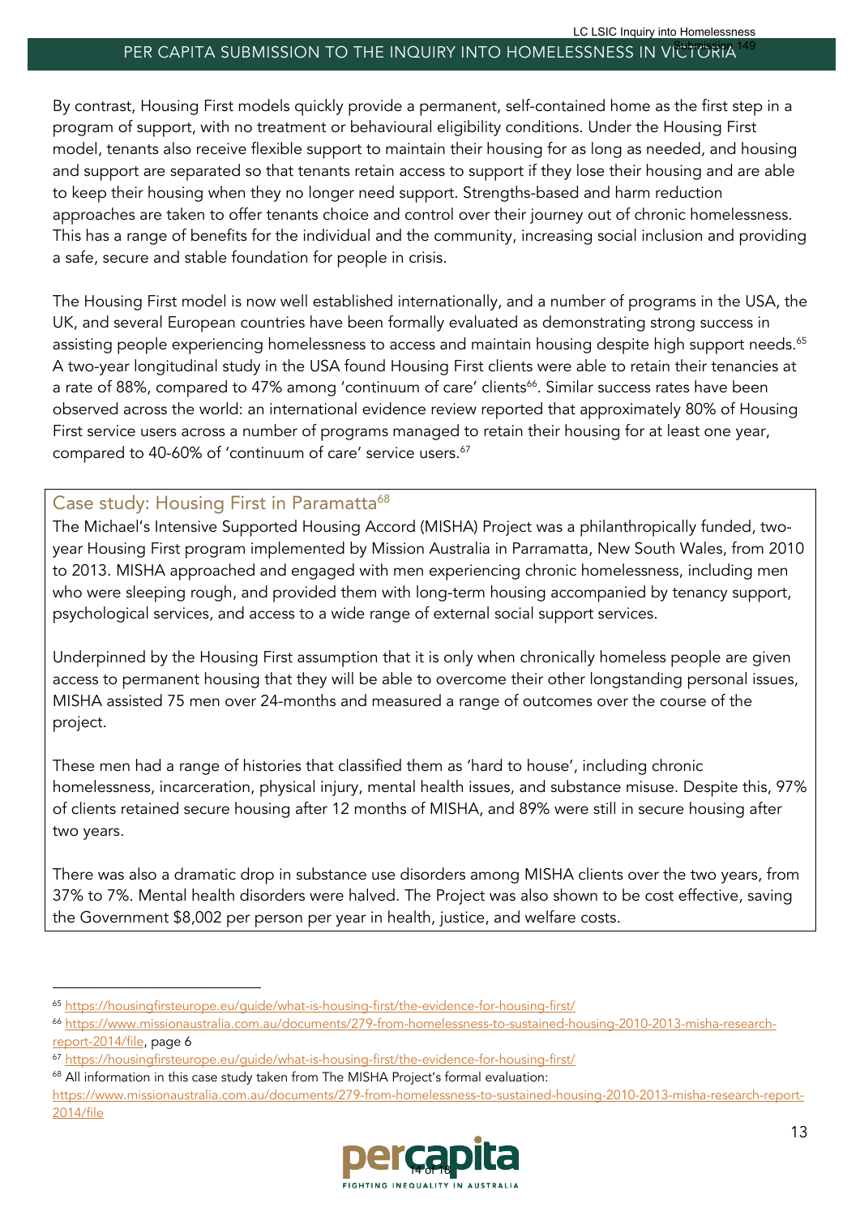By contrast, Housing First models quickly provide a permanent, self-contained home as the first step in a program of support, with no treatment or behavioural eligibility conditions. Under the Housing First model, tenants also receive flexible support to maintain their housing for as long as needed, and housing and support are separated so that tenants retain access to support if they lose their housing and are able to keep their housing when they no longer need support. Strengths-based and harm reduction approaches are taken to offer tenants choice and control over their journey out of chronic homelessness. This has a range of benefits for the individual and the community, increasing social inclusion and providing a safe, secure and stable foundation for people in crisis.

The Housing First model is now well established internationally, and a number of programs in the USA, the UK, and several European countries have been formally evaluated as demonstrating strong success in assisting people experiencing homelessness to access and maintain housing despite high support needs.[65] A two-year longitudinal study in the USA found Housing First clients were able to retain their tenancies at a rate of 88%, compared to 47% among 'continuum of care' clients[66]. Similar success rates have been observed across the world: an international evidence review reported that approximately 80% of Housing First service users across a number of programs managed to retain their housing for at least one year, compared to 40-60% of 'continuum of care' service users.[67]

### Case study: Housing First in Paramatta[68]

The Michael's Intensive Supported Housing Accord (MISHA) Project was a philanthropically funded, two-year Housing First program implemented by Mission Australia in Parramatta, New South Wales, from 2010 to 2013. MISHA approached and engaged with men experiencing chronic homelessness, including men who were sleeping rough, and provided them with long-term housing accompanied by tenancy support, psychological services, and access to a wide range of external social support services.

Underpinned by the Housing First assumption that it is only when chronically homeless people are given access to permanent housing that they will be able to overcome their other longstanding personal issues, MISHA assisted 75 men over 24-months and measured a range of outcomes over the course of the project.

These men had a range of histories that classified them as 'hard to house', including chronic homelessness, incarceration, physical injury, mental health issues, and substance misuse. Despite this, 97% of clients retained secure housing after 12 months of MISHA, and 89% were still in secure housing after two years.

There was also a dramatic drop in substance use disorders among MISHA clients over the two years, from 37% to 7%. Mental health disorders were halved. The Project was also shown to be cost effective, saving the Government $8,002 per person per year in health, justice, and welfare costs.

---

[65] https://housingfirsteurope.eu/guide/what-is-housing-first/the-evidence-for-housing-first/

[66] https://www.missionaustralia.com.au/documents/279-from-homelessness-to-sustained-housing-2010-2013-misha-research-report-2014/file, page 6

[67] https://housingfirsteurope.eu/guide/what-is-housing-first/the-evidence-for-housing-first/

[68] All information in this case study taken from The MISHA Project's formal evaluation: https://www.missionaustralia.com.au/documents/279-from-homelessness-to-sustained-housing-2010-2013-misha-research-report-2014/file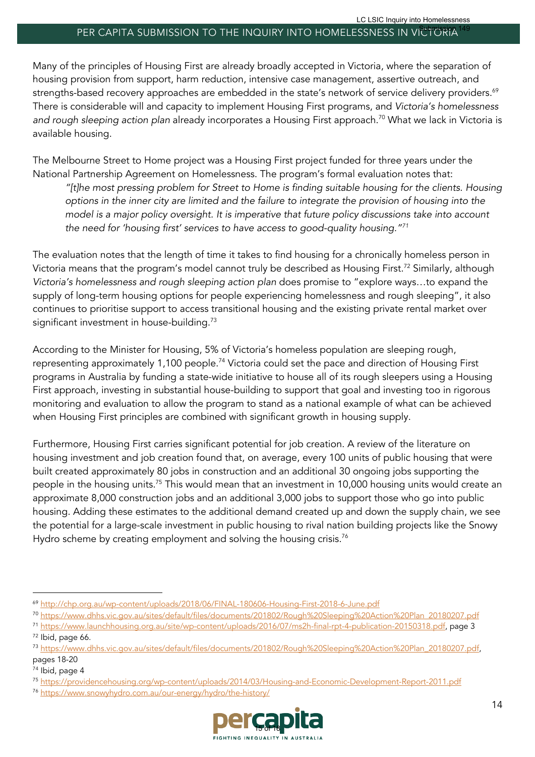Many of the principles of Housing First are already broadly accepted in Victoria, where the separation of housing provision from support, harm reduction, intensive case management, assertive outreach, and strengths-based recovery approaches are embedded in the state's network of service delivery providers.[69] There is considerable will and capacity to implement Housing First programs, and *Victoria's homelessness and rough sleeping action plan* already incorporates a Housing First approach.[70] What we lack in Victoria is available housing.

The Melbourne Street to Home project was a Housing First project funded for three years under the National Partnership Agreement on Homelessness. The program's formal evaluation notes that:

> *"[t]he most pressing problem for Street to Home is finding suitable housing for the clients. Housing options in the inner city are limited and the failure to integrate the provision of housing into the model is a major policy oversight. It is imperative that future policy discussions take into account the need for 'housing first' services to have access to good-quality housing."*[71]

The evaluation notes that the length of time it takes to find housing for a chronically homeless person in Victoria means that the program's model cannot truly be described as Housing First.[72] Similarly, although *Victoria's homelessness and rough sleeping action plan* does promise to "explore ways…to expand the supply of long-term housing options for people experiencing homelessness and rough sleeping", it also continues to prioritise support to access transitional housing and the existing private rental market over significant investment in house-building.[73]

According to the Minister for Housing, 5% of Victoria's homeless population are sleeping rough, representing approximately 1,100 people.[74] Victoria could set the pace and direction of Housing First programs in Australia by funding a state-wide initiative to house all of its rough sleepers using a Housing First approach, investing in substantial house-building to support that goal and investing too in rigorous monitoring and evaluation to allow the program to stand as a national example of what can be achieved when Housing First principles are combined with significant growth in housing supply.

Furthermore, Housing First carries significant potential for job creation. A review of the literature on housing investment and job creation found that, on average, every 100 units of public housing that were built created approximately 80 jobs in construction and an additional 30 ongoing jobs supporting the people in the housing units.[75] This would mean that an investment in 10,000 housing units would create an approximate 8,000 construction jobs and an additional 3,000 jobs to support those who go into public housing. Adding these estimates to the additional demand created up and down the supply chain, we see the potential for a large-scale investment in public housing to rival nation building projects like the Snowy Hydro scheme by creating employment and solving the housing crisis.[76]

---

[69] http://chp.org.au/wp-content/uploads/2018/06/FINAL-180606-Housing-First-2018-6-June.pdf

[70] https://www.dhhs.vic.gov.au/sites/default/files/documents/201802/Rough%20Sleeping%20Action%20Plan_20180207.pdf

[71] https://www.launchhousing.org.au/site/wp-content/uploads/2016/07/ms2h-final-rpt-4-publication-20150318.pdf, page 3

[72] Ibid, page 66.

[73] https://www.dhhs.vic.gov.au/sites/default/files/documents/201802/Rough%20Sleeping%20Action%20Plan_20180207.pdf, pages 18-20

[74] Ibid, page 4

[75] https://providencehousing.org/wp-content/uploads/2014/03/Housing-and-Economic-Development-Report-2011.pdf

[76] https://www.snowyhydro.com.au/our-energy/hydro/the-history/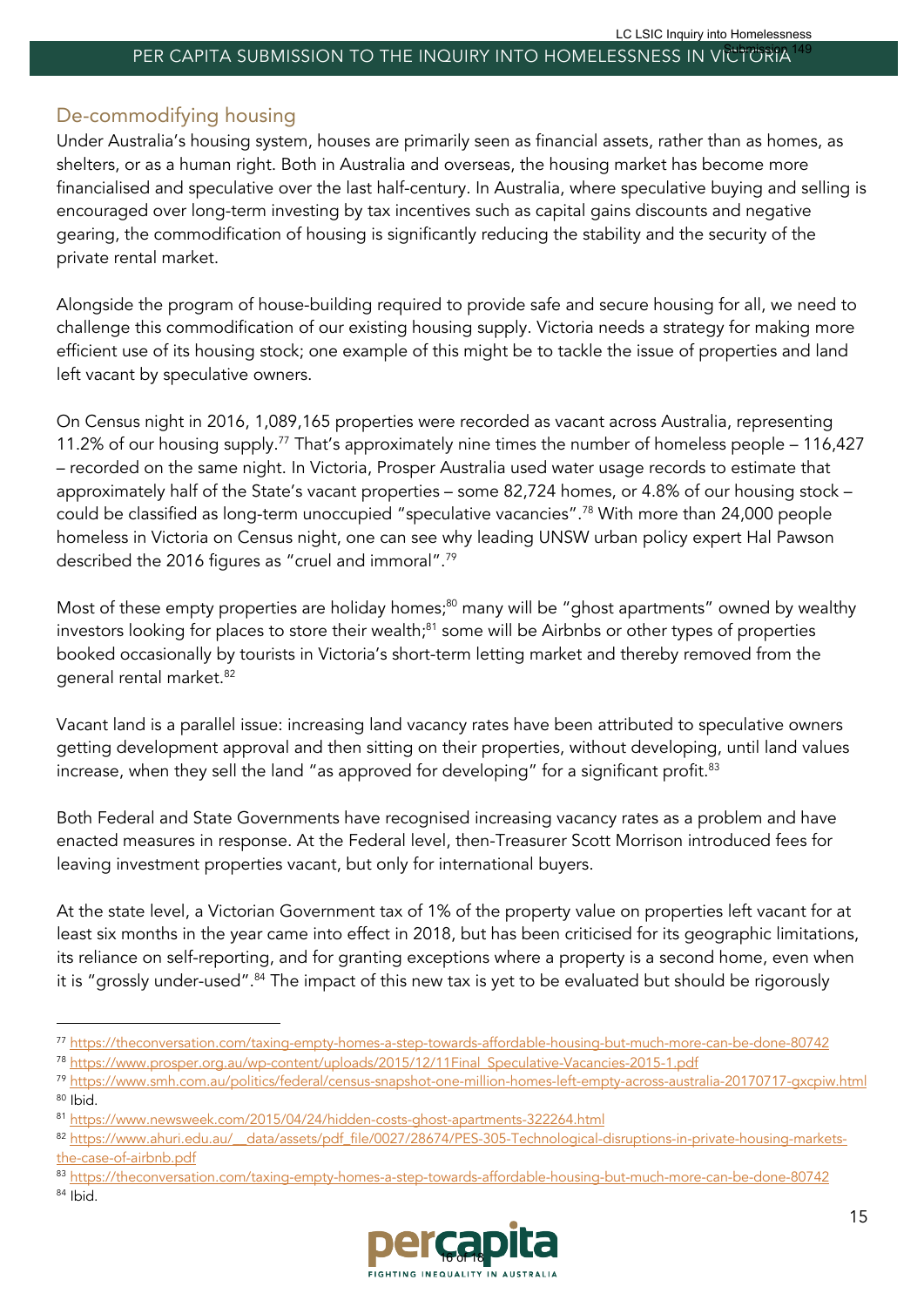## De-commodifying housing

Under Australia's housing system, houses are primarily seen as financial assets, rather than as homes, as shelters, or as a human right. Both in Australia and overseas, the housing market has become more financialised and speculative over the last half-century. In Australia, where speculative buying and selling is encouraged over long-term investing by tax incentives such as capital gains discounts and negative gearing, the commodification of housing is significantly reducing the stability and the security of the private rental market.

Alongside the program of house-building required to provide safe and secure housing for all, we need to challenge this commodification of our existing housing supply. Victoria needs a strategy for making more efficient use of its housing stock; one example of this might be to tackle the issue of properties and land left vacant by speculative owners.

On Census night in 2016, 1,089,165 properties were recorded as vacant across Australia, representing 11.2% of our housing supply.[77] That's approximately nine times the number of homeless people – 116,427 – recorded on the same night. In Victoria, Prosper Australia used water usage records to estimate that approximately half of the State's vacant properties – some 82,724 homes, or 4.8% of our housing stock – could be classified as long-term unoccupied "speculative vacancies".[78] With more than 24,000 people homeless in Victoria on Census night, one can see why leading UNSW urban policy expert Hal Pawson described the 2016 figures as "cruel and immoral".[79]

Most of these empty properties are holiday homes;[80] many will be "ghost apartments" owned by wealthy investors looking for places to store their wealth;[81] some will be Airbnbs or other types of properties booked occasionally by tourists in Victoria's short-term letting market and thereby removed from the general rental market.[82]

Vacant land is a parallel issue: increasing land vacancy rates have been attributed to speculative owners getting development approval and then sitting on their properties, without developing, until land values increase, when they sell the land "as approved for developing" for a significant profit.[83]

Both Federal and State Governments have recognised increasing vacancy rates as a problem and have enacted measures in response. At the Federal level, then-Treasurer Scott Morrison introduced fees for leaving investment properties vacant, but only for international buyers.

At the state level, a Victorian Government tax of 1% of the property value on properties left vacant for at least six months in the year came into effect in 2018, but has been criticised for its geographic limitations, its reliance on self-reporting, and for granting exceptions where a property is a second home, even when it is "grossly under-used".[84] The impact of this new tax is yet to be evaluated but should be rigorously

[77] https://theconversation.com/taxing-empty-homes-a-step-towards-affordable-housing-but-much-more-can-be-done-80742
[78] https://www.prosper.org.au/wp-content/uploads/2015/12/11Final_Speculative-Vacancies-2015-1.pdf
[79] https://www.smh.com.au/politics/federal/census-snapshot-one-million-homes-left-empty-across-australia-20170717-gxcpiw.html
[80] Ibid.
[81] https://www.newsweek.com/2015/04/24/hidden-costs-ghost-apartments-322264.html
[82] https://www.ahuri.edu.au/__data/assets/pdf_file/0027/28674/PES-305-Technological-disruptions-in-private-housing-markets-the-case-of-airbnb.pdf
[83] https://theconversation.com/taxing-empty-homes-a-step-towards-affordable-housing-but-much-more-can-be-done-80742
[84] Ibid.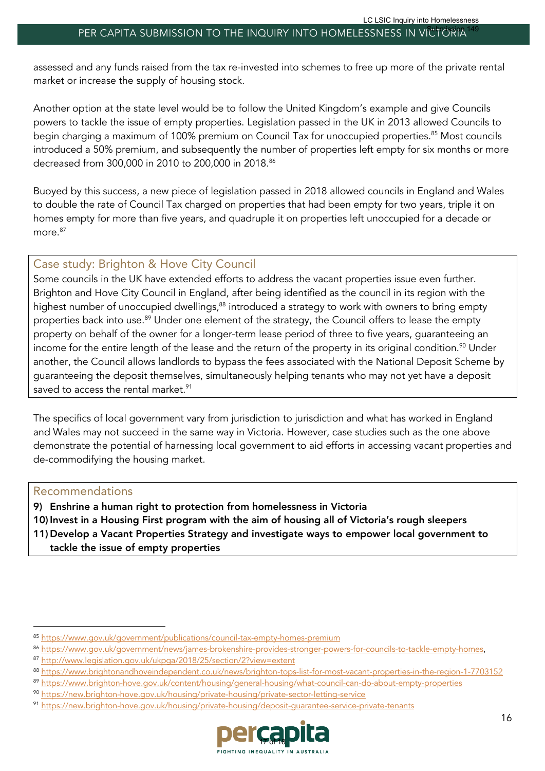assessed and any funds raised from the tax re-invested into schemes to free up more of the private rental market or increase the supply of housing stock.

Another option at the state level would be to follow the United Kingdom's example and give Councils powers to tackle the issue of empty properties. Legislation passed in the UK in 2013 allowed Councils to begin charging a maximum of 100% premium on Council Tax for unoccupied properties.[85] Most councils introduced a 50% premium, and subsequently the number of properties left empty for six months or more decreased from 300,000 in 2010 to 200,000 in 2018.[86]

Buoyed by this success, a new piece of legislation passed in 2018 allowed councils in England and Wales to double the rate of Council Tax charged on properties that had been empty for two years, triple it on homes empty for more than five years, and quadruple it on properties left unoccupied for a decade or more.[87]

## Case study: Brighton & Hove City Council

Some councils in the UK have extended efforts to address the vacant properties issue even further. Brighton and Hove City Council in England, after being identified as the council in its region with the highest number of unoccupied dwellings,[88] introduced a strategy to work with owners to bring empty properties back into use.[89] Under one element of the strategy, the Council offers to lease the empty property on behalf of the owner for a longer-term lease period of three to five years, guaranteeing an income for the entire length of the lease and the return of the property in its original condition.[90] Under another, the Council allows landlords to bypass the fees associated with the National Deposit Scheme by guaranteeing the deposit themselves, simultaneously helping tenants who may not yet have a deposit saved to access the rental market.[91]

The specifics of local government vary from jurisdiction to jurisdiction and what has worked in England and Wales may not succeed in the same way in Victoria. However, case studies such as the one above demonstrate the potential of harnessing local government to aid efforts in accessing vacant properties and de-commodifying the housing market.

## Recommendations

9) **Enshrine a human right to protection from homelessness in Victoria**
10) **Invest in a Housing First program with the aim of housing all of Victoria's rough sleepers**
11) **Develop a Vacant Properties Strategy and investigate ways to empower local government to tackle the issue of empty properties**

---

[85] https://www.gov.uk/government/publications/council-tax-empty-homes-premium

[86] https://www.gov.uk/government/news/james-brokenshire-provides-stronger-powers-for-councils-to-tackle-empty-homes,

[87] http://www.legislation.gov.uk/ukpga/2018/25/section/2?view=extent

[88] https://www.brightonandhoveindependent.co.uk/news/brighton-tops-list-for-most-vacant-properties-in-the-region-1-7703152

[89] https://www.brighton-hove.gov.uk/content/housing/general-housing/what-council-can-do-about-empty-properties

[90] https://new.brighton-hove.gov.uk/housing/private-housing/private-sector-letting-service

[91] https://new.brighton-hove.gov.uk/housing/private-housing/deposit-guarantee-service-private-tenants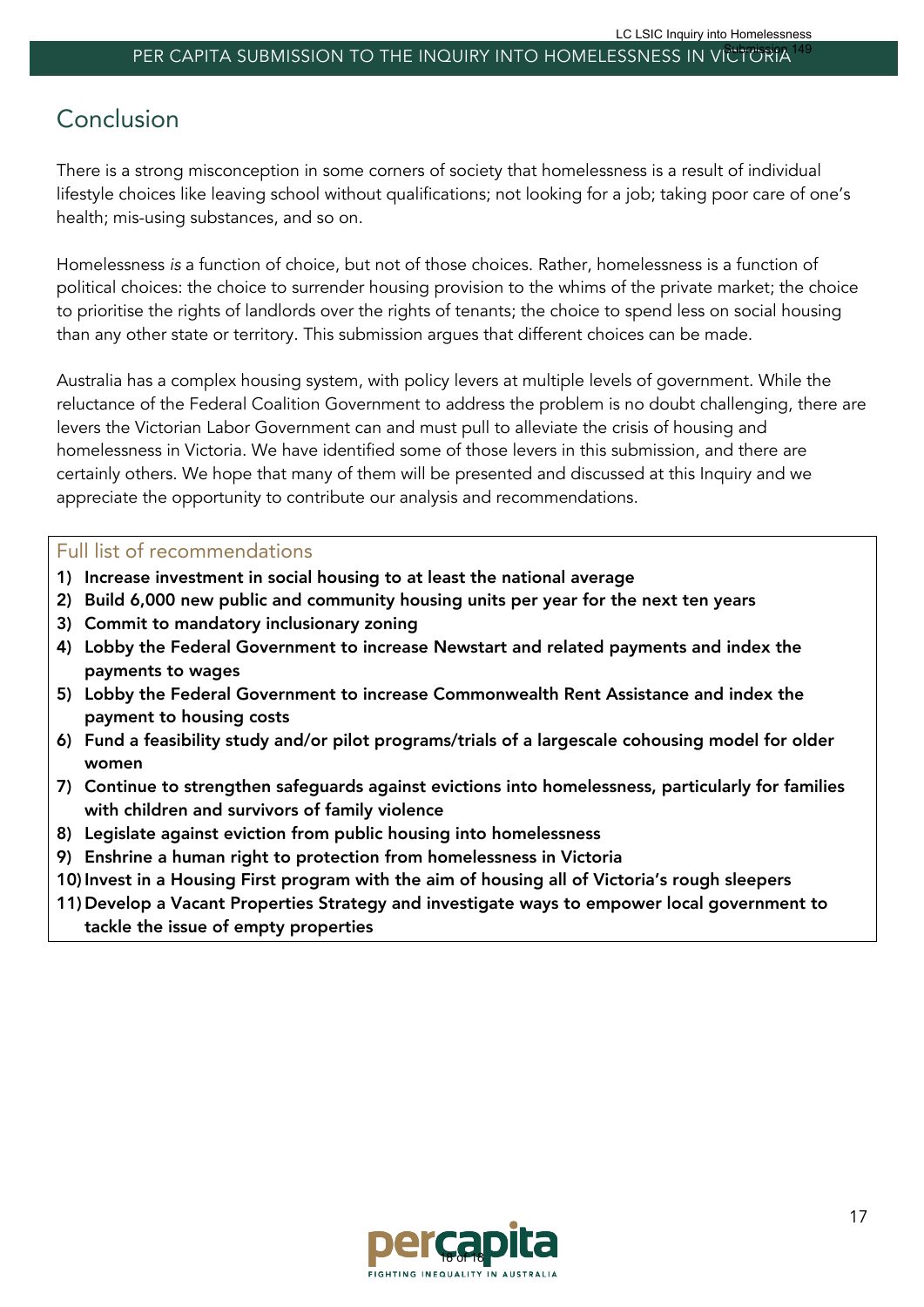# Conclusion

There is a strong misconception in some corners of society that homelessness is a result of individual lifestyle choices like leaving school without qualifications; not looking for a job; taking poor care of one's health; mis-using substances, and so on.

Homelessness *is* a function of choice, but not of those choices. Rather, homelessness is a function of political choices: the choice to surrender housing provision to the whims of the private market; the choice to prioritise the rights of landlords over the rights of tenants; the choice to spend less on social housing than any other state or territory. This submission argues that different choices can be made.

Australia has a complex housing system, with policy levers at multiple levels of government. While the reluctance of the Federal Coalition Government to address the problem is no doubt challenging, there are levers the Victorian Labor Government can and must pull to alleviate the crisis of housing and homelessness in Victoria. We have identified some of those levers in this submission, and there are certainly others. We hope that many of them will be presented and discussed at this Inquiry and we appreciate the opportunity to contribute our analysis and recommendations.

## Full list of recommendations

1) **Increase investment in social housing to at least the national average**
2) **Build 6,000 new public and community housing units per year for the next ten years**
3) **Commit to mandatory inclusionary zoning**
4) **Lobby the Federal Government to increase Newstart and related payments and index the payments to wages**
5) **Lobby the Federal Government to increase Commonwealth Rent Assistance and index the payment to housing costs**
6) **Fund a feasibility study and/or pilot programs/trials of a largescale cohousing model for older women**
7) **Continue to strengthen safeguards against evictions into homelessness, particularly for families with children and survivors of family violence**
8) **Legislate against eviction from public housing into homelessness**
9) **Enshrine a human right to protection from homelessness in Victoria**
10) **Invest in a Housing First program with the aim of housing all of Victoria's rough sleepers**
11) **Develop a Vacant Properties Strategy and investigate ways to empower local government to tackle the issue of empty properties**